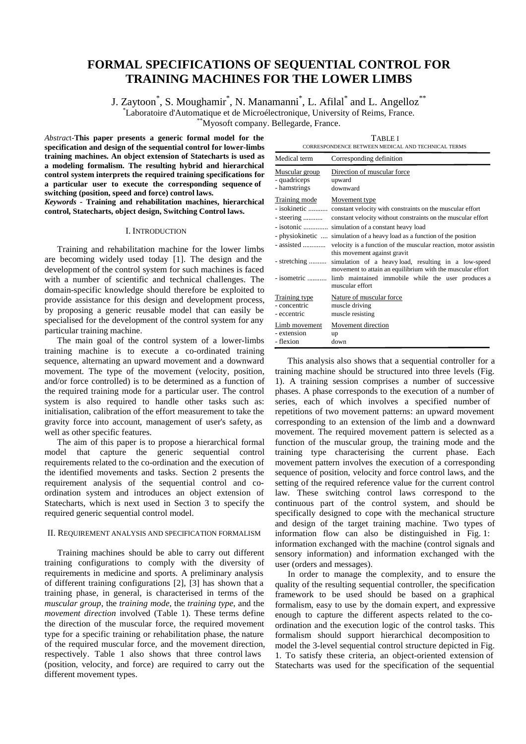# FORMAL SPECIFICATIONS OF SEQUENTIAL CONTROL FOR TRAINING MACHINES FOR THE LOWER LIMBS

J. Zaytoon[*], S. Moughamir[*], N. Manamanni[*], L. Afilal[*] and L. Angelloz[**]

[*]Laboratoire d'Automatique et de Microélectronique, University of Reims, France.

[**]Myosoft company. Bellegarde, France.

*Abstract*-**This paper presents a generic formal model for the specification and design of the sequential control for lower-limbs training machines. An object extension of Statecharts is used as a modeling formalism. The resulting hybrid and hierarchical control system interprets the required training specifications for a particular user to execute the corresponding sequence of switching (position, speed and force) control laws.**

***Keywords*** **- Training and rehabilitation machines, hierarchical control, Statecharts, object design, Switching Control laws.**

## I. INTRODUCTION

Training and rehabilitation machine for the lower limbs are becoming widely used today [1]. The design and the development of the control system for such machines is faced with a number of scientific and technical challenges. The domain-specific knowledge should therefore be exploited to provide assistance for this design and development process, by proposing a generic reusable model that can easily be specialised for the development of the control system for any particular training machine.

The main goal of the control system of a lower-limbs training machine is to execute a co-ordinated training sequence, alternating an upward movement and a downward movement. The type of the movement (velocity, position, and/or force controlled) is to be determined as a function of the required training mode for a particular user. The control system is also required to handle other tasks such as: initialisation, calibration of the effort measurement to take the gravity force into account, management of user's safety, as well as other specific features.

The aim of this paper is to propose a hierarchical formal model that capture the generic sequential control requirements related to the co-ordination and the execution of the identified movements and tasks. Section 2 presents the requirement analysis of the sequential control and co-ordination system and introduces an object extension of Statecharts, which is next used in Section 3 to specify the required generic sequential control model.

## II. REQUIREMENT ANALYSIS AND SPECIFICATION FORMALISM

Training machines should be able to carry out different training configurations to comply with the diversity of requirements in medicine and sports. A preliminary analysis of different training configurations [2], [3] has shown that a training phase, in general, is characterised in terms of the *muscular group*, the *training mode*, the *training type*, and the *movement direction* involved (Table 1). These terms define the direction of the muscular force, the required movement type for a specific training or rehabilitation phase, the nature of the required muscular force, and the movement direction, respectively. Table 1 also shows that three control laws (position, velocity, and force) are required to carry out the different movement types.

TABLE I

CORRESPONDENCE BETWEEN MEDICAL AND TECHNICAL TERMS

| Medical term | Corresponding definition |
|---|---|
| Muscular group | Direction of muscular force |
| - quadriceps | upward |
| - hamstrings | downward |
| Training mode | Movement type |
| - isokinetic ........... | constant velocity with constraints on the muscular effort |
| - steering ........... | constant velocity without constraints on the muscular effort |
| - isotonic ............. | simulation of a constant heavy load |
| - physiokinetic .... | simulation of a heavy load as a function of the position |
| - assisted ............ | velocity is a function of the muscular reaction, motor assistin this movement against gravit |
| - stretching .......... | simulation of a heavy load, resulting in a low-speed movement to attain an equilibrium with the muscular effort |
| - isometric ........... | limb maintained immobile while the user produces a muscular effort |
| Training type | Nature of muscular force |
| - concentric | muscle driving |
| - eccentric | muscle resisting |
| Limb movement | Movement direction |
| - extension | up |
| - flexion | down |

This analysis also shows that a sequential controller for a training machine should be structured into three levels (Fig. 1). A training session comprises a number of successive phases. A phase corresponds to the execution of a number of series, each of which involves a specified number of repetitions of two movement patterns: an upward movement corresponding to an extension of the limb and a downward movement. The required movement pattern is selected as a function of the muscular group, the training mode and the training type characterising the current phase. Each movement pattern involves the execution of a corresponding sequence of position, velocity and force control laws, and the setting of the required reference value for the current control law. These switching control laws correspond to the continuous part of the control system, and should be specifically designed to cope with the mechanical structure and design of the target training machine. Two types of information flow can also be distinguished in Fig. 1: information exchanged with the machine (control signals and sensory information) and information exchanged with the user (orders and messages).

In order to manage the complexity, and to ensure the quality of the resulting sequential controller, the specification framework to be used should be based on a graphical formalism, easy to use by the domain expert, and expressive enough to capture the different aspects related to the co-ordination and the execution logic of the control tasks. This formalism should support hierarchical decomposition to model the 3-level sequential control structure depicted in Fig. 1. To satisfy these criteria, an object-oriented extension of Statecharts was used for the specification of the sequential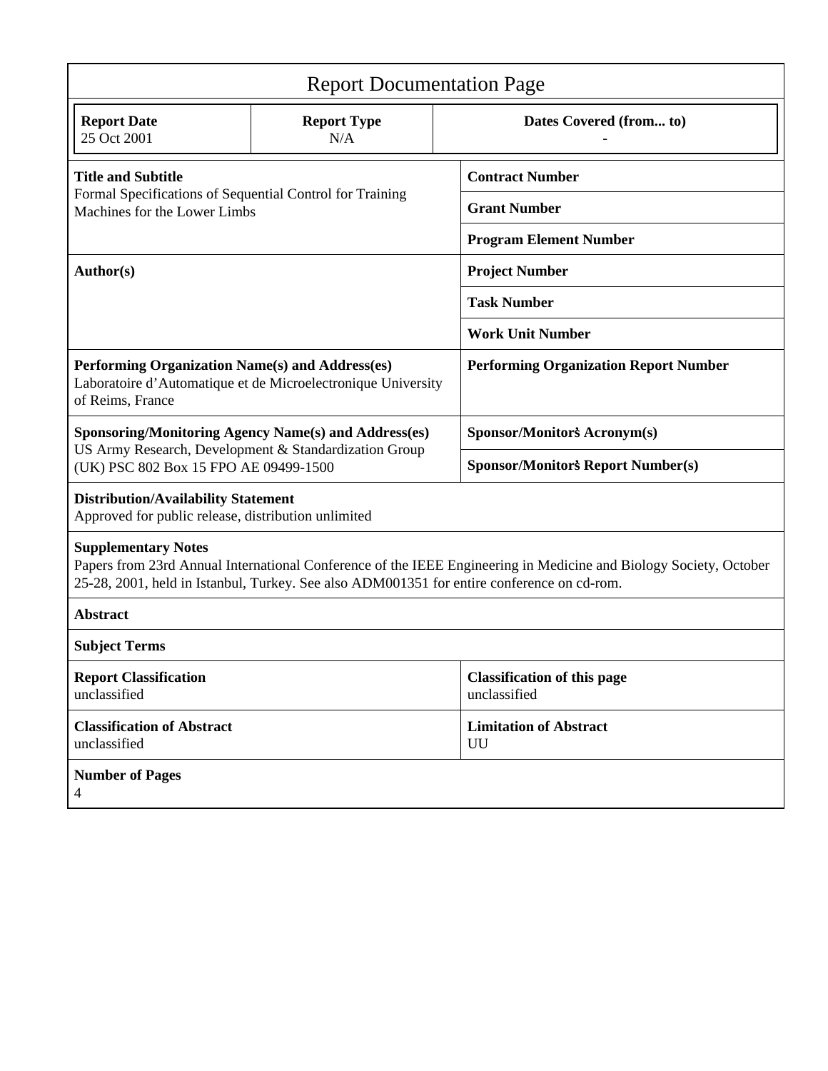# Report Documentation Page

| Report Date | Report Type | Dates Covered (from... to) |
|---|---|---|
| 25 Oct 2001 | N/A | - |

| | |
|---|---|
| **Title and Subtitle**<br>Formal Specifications of Sequential Control for Training Machines for the Lower Limbs | **Contract Number** |
| | **Grant Number** |
| | **Program Element Number** |
| **Author(s)** | **Project Number** |
| | **Task Number** |
| | **Work Unit Number** |
| **Performing Organization Name(s) and Address(es)**<br>Laboratoire d'Automatique et de Microelectronique University of Reims, France | **Performing Organization Report Number** |
| **Sponsoring/Monitoring Agency Name(s) and Address(es)**<br>US Army Research, Development & Standardization Group (UK) PSC 802 Box 15 FPO AE 09499-1500 | **Sponsor/Monitor's Acronym(s)** |
| | **Sponsor/Monitor's Report Number(s)** |

**Distribution/Availability Statement**
Approved for public release, distribution unlimited

**Supplementary Notes**
Papers from 23rd Annual International Conference of the IEEE Engineering in Medicine and Biology Society, October 25-28, 2001, held in Istanbul, Turkey. See also ADM001351 for entire conference on cd-rom.

**Abstract**

**Subject Terms**

| | |
|---|---|
| **Report Classification**<br>unclassified | **Classification of this page**<br>unclassified |
| **Classification of Abstract**<br>unclassified | **Limitation of Abstract**<br>UU |

**Number of Pages**
4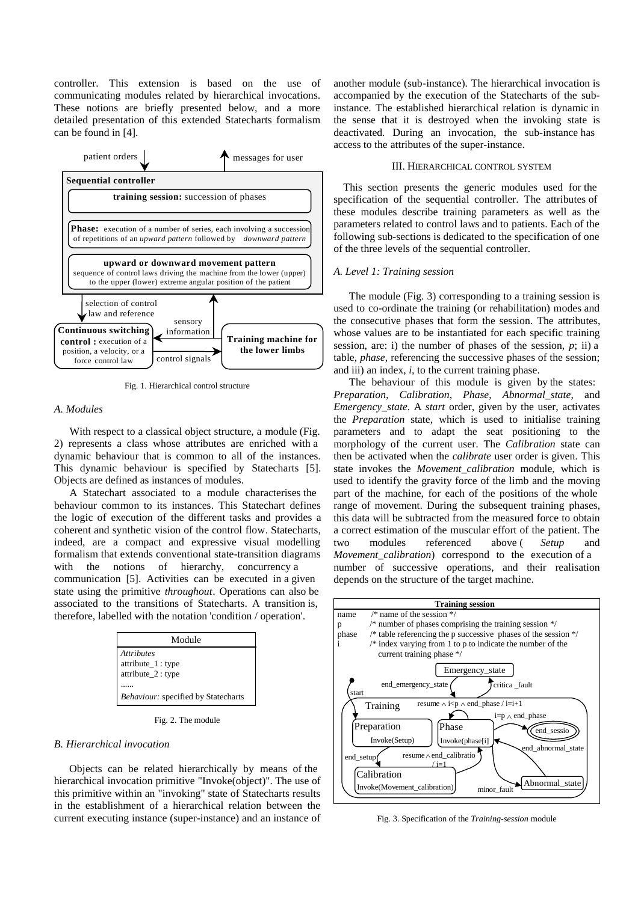controller. This extension is based on the use of communicating modules related by hierarchical invocations. These notions are briefly presented below, and a more detailed presentation of this extended Statecharts formalism can be found in [4].

Fig. 1. Hierarchical control structure

### A. Modules

With respect to a classical object structure, a module (Fig. 2) represents a class whose attributes are enriched with a dynamic behaviour that is common to all of the instances. This dynamic behaviour is specified by Statecharts [5]. Objects are defined as instances of modules.

A Statechart associated to a module characterises the behaviour common to its instances. This Statechart defines the logic of execution of the different tasks and provides a coherent and synthetic vision of the control flow. Statecharts, indeed, are a compact and expressive visual modelling formalism that extends conventional state-transition diagrams with the notions of hierarchy, concurrency a communication [5]. Activities can be executed in a given state using the primitive *throughout*. Operations can also be associated to the transitions of Statecharts. A transition is, therefore, labelled with the notation 'condition / operation'.

Fig. 2. The module

### B. Hierarchical invocation

Objects can be related hierarchically by means of the hierarchical invocation primitive "Invoke(object)". The use of this primitive within an "invoking" state of Statecharts results in the establishment of a hierarchical relation between the current executing instance (super-instance) and an instance of another module (sub-instance). The hierarchical invocation is accompanied by the execution of the Statecharts of the sub-instance. The established hierarchical relation is dynamic in the sense that it is destroyed when the invoking state is deactivated. During an invocation, the sub-instance has access to the attributes of the super-instance.

## III. Hierarchical control system

This section presents the generic modules used for the specification of the sequential controller. The attributes of these modules describe training parameters as well as the parameters related to control laws and to patients. Each of the following sub-sections is dedicated to the specification of one of the three levels of the sequential controller.

### A. Level 1: Training session

The module (Fig. 3) corresponding to a training session is used to co-ordinate the training (or rehabilitation) modes and the consecutive phases that form the session. The attributes, whose values are to be instantiated for each specific training session, are: i) the number of phases of the session, *p*; ii) a table, *phase*, referencing the successive phases of the session; and iii) an index, *i*, to the current training phase.

The behaviour of this module is given by the states: *Preparation*, *Calibration*, *Phase*, *Abnormal_state*, and *Emergency_state*. A *start* order, given by the user, activates the *Preparation* state, which is used to initialise training parameters and to adapt the seat positioning to the morphology of the current user. The *Calibration* state can then be activated when the *calibrate* user order is given. This state invokes the *Movement_calibration* module, which is used to identify the gravity force of the limb and the moving part of the machine, for each of the positions of the whole range of movement. During the subsequent training phases, this data will be subtracted from the measured force to obtain a correct estimation of the muscular effort of the patient. The two modules referenced above ( *Setup* and *Movement_calibration*) correspond to the execution of a number of successive operations, and their realisation depends on the structure of the target machine.

Fig. 3. Specification of the *Training-session* module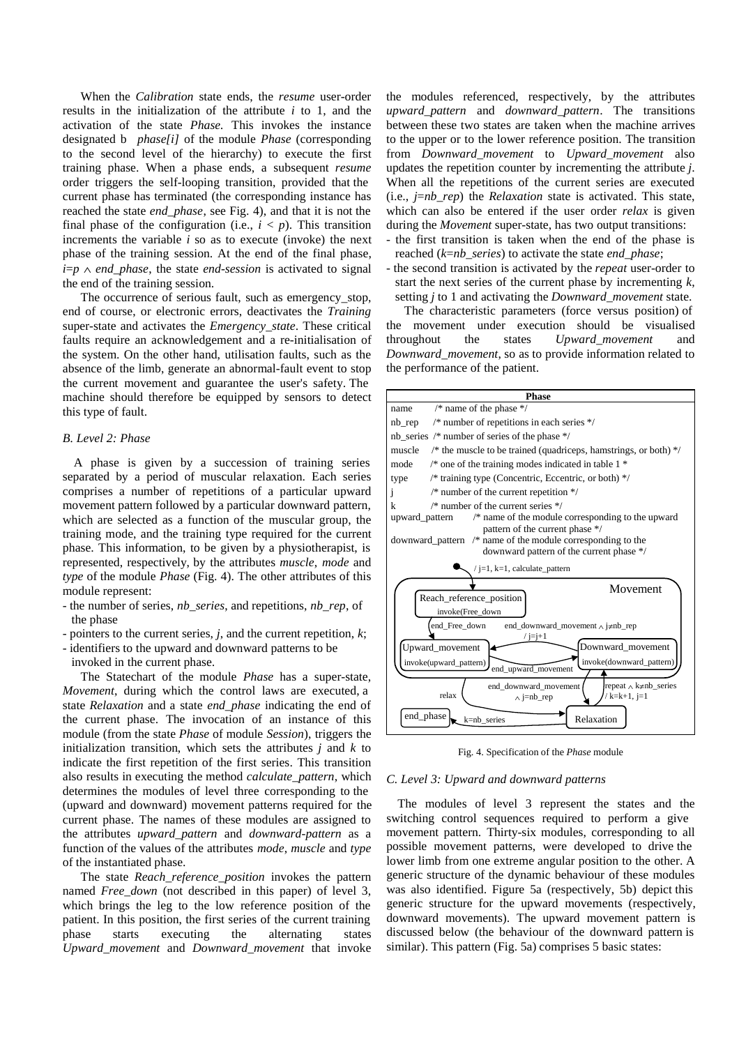When the *Calibration* state ends, the *resume* user-order results in the initialization of the attribute $i$ to 1, and the activation of the state *Phase.* This invokes the instance designated b *phase[i]* of the module *Phase* (corresponding to the second level of the hierarchy) to execute the first training phase. When a phase ends, a subsequent *resume* order triggers the self-looping transition, provided that the current phase has terminated (the corresponding instance has reached the state *end_phase*, see Fig. 4), and that it is not the final phase of the configuration (i.e., $i < p$). This transition increments the variable $i$ so as to execute (invoke) the next phase of the training session. At the end of the final phase, $i = p \wedge$ *end_phase*, the state *end-session* is activated to signal the end of the training session.

The occurrence of serious fault, such as emergency_stop, end of course, or electronic errors, deactivates the *Training* super-state and activates the *Emergency_state*. These critical faults require an acknowledgement and a re-initialisation of the system. On the other hand, utilisation faults, such as the absence of the limb, generate an abnormal-fault event to stop the current movement and guarantee the user's safety. The machine should therefore be equipped by sensors to detect this type of fault.

### *B. Level 2: Phase*

A phase is given by a succession of training series separated by a period of muscular relaxation. Each series comprises a number of repetitions of a particular upward movement pattern followed by a particular downward pattern, which are selected as a function of the muscular group, the training mode, and the training type required for the current phase. This information, to be given by a physiotherapist, is represented, respectively, by the attributes *muscle*, *mode* and *type* of the module *Phase* (Fig. 4). The other attributes of this module represent:

- the number of series, *nb_series*, and repetitions, *nb_rep*, of the phase
- pointers to the current series, $j$, and the current repetition, $k$;
- identifiers to the upward and downward patterns to be invoked in the current phase.

The Statechart of the module *Phase* has a super-state, *Movement*, during which the control laws are executed, a state *Relaxation* and a state *end_phase* indicating the end of the current phase. The invocation of an instance of this module (from the state *Phase* of module *Session*), triggers the initialization transition, which sets the attributes $j$ and $k$ to indicate the first repetition of the first series. This transition also results in executing the method *calculate_pattern*, which determines the modules of level three corresponding to the (upward and downward) movement patterns required for the current phase. The names of these modules are assigned to the attributes *upward_pattern* and *downward-pattern* as a function of the values of the attributes *mode*, *muscle* and *type* of the instantiated phase.

The state *Reach_reference_position* invokes the pattern named *Free_down* (not described in this paper) of level 3, which brings the leg to the low reference position of the patient. In this position, the first series of the current training phase starts executing the alternating states *Upward_movement* and *Downward_movement* that invoke the modules referenced, respectively, by the attributes *upward_pattern* and *downward_pattern*. The transitions between these two states are taken when the machine arrives to the upper or to the lower reference position. The transition from *Downward_movement* to *Upward_movement* also updates the repetition counter by incrementing the attribute $j$. When all the repetitions of the current series are executed (i.e., $j$=*nb_rep*) the *Relaxation* state is activated. This state, which can also be entered if the user order *relax* is given during the *Movement* super-state, has two output transitions:

- the first transition is taken when the end of the phase is reached ($k$=*nb_series*) to activate the state *end_phase*;
- the second transition is activated by the *repeat* user-order to start the next series of the current phase by incrementing $k$, setting $j$ to 1 and activating the *Downward_movement* state.

The characteristic parameters (force versus position) of the movement under execution should be visualised throughout the states *Upward_movement* and *Downward_movement*, so as to provide information related to the performance of the patient.

```
Phase
name        /* name of the phase */
nb_rep      /* number of repetitions in each series */
nb_series   /* number of series of the phase */
muscle      /* the muscle to be trained (quadriceps, hamstrings, or both) */
mode        /* one of the training modes indicated in table 1 *
type        /* training type (Concentric, Eccentric, or both) */
j           /* number of the current repetition */
k           /* number of the current series */
upward_pattern    /* name of the module corresponding to the upward
                     pattern of the current phase */
downward_pattern  /* name of the module corresponding to the
                     downward pattern of the current phase */
```

Fig. 4. Specification of the *Phase* module

### *C. Level 3: Upward and downward patterns*

The modules of level 3 represent the states and the switching control sequences required to perform a give movement pattern. Thirty-six modules, corresponding to all possible movement patterns, were developed to drive the lower limb from one extreme angular position to the other. A generic structure of the dynamic behaviour of these modules was also identified. Figure 5a (respectively, 5b) depict this generic structure for the upward movements (respectively, downward movements). The upward movement pattern is discussed below (the behaviour of the downward pattern is similar). This pattern (Fig. 5a) comprises 5 basic states: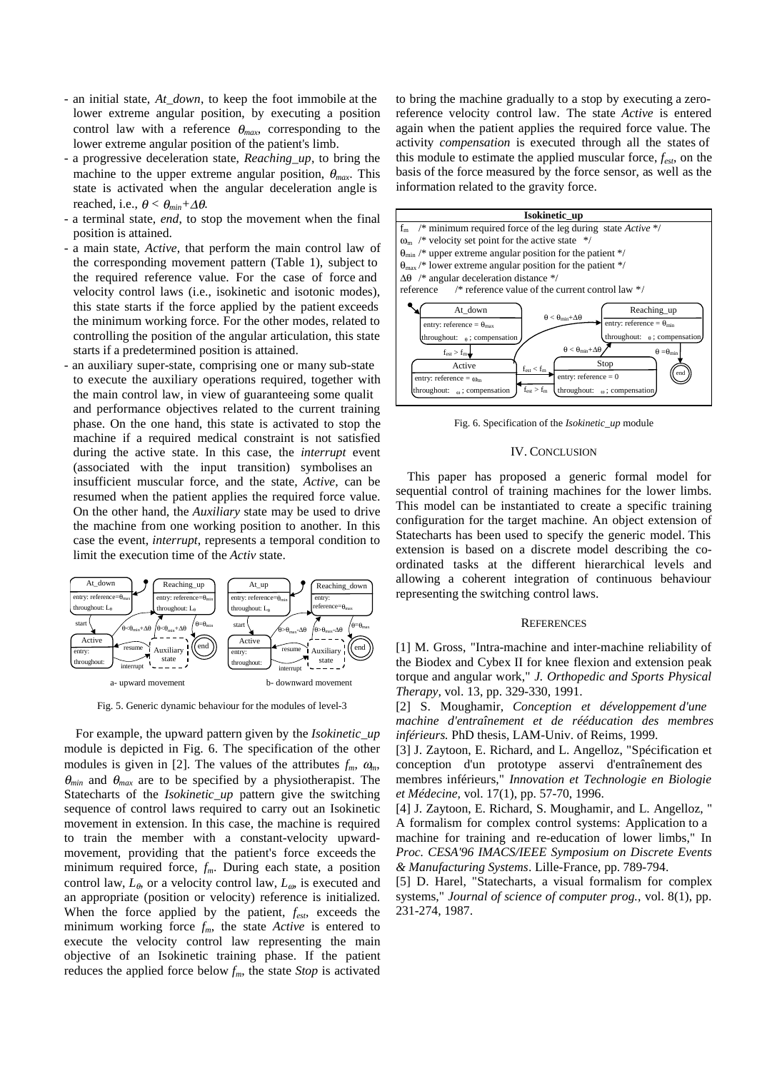- an initial state, *At_down*, to keep the foot immobile at the lower extreme angular position, by executing a position control law with a reference $\theta_{max}$, corresponding to the lower extreme angular position of the patient's limb.
- a progressive deceleration state, *Reaching_up*, to bring the machine to the upper extreme angular position, $\theta_{max}$. This state is activated when the angular deceleration angle is reached, i.e., $\theta < \theta_{min}+\Delta\theta$.
- a terminal state, *end*, to stop the movement when the final position is attained.
- a main state, *Active*, that perform the main control law of the corresponding movement pattern (Table 1), subject to the required reference value. For the case of force and velocity control laws (i.e., isokinetic and isotonic modes), this state starts if the force applied by the patient exceeds the minimum working force. For the other modes, related to controlling the position of the angular articulation, this state starts if a predetermined position is attained.
- an auxiliary super-state, comprising one or many sub-state to execute the auxiliary operations required, together with the main control law, in view of guaranteeing some qualit and performance objectives related to the current training phase. On the one hand, this state is activated to stop the machine if a required medical constraint is not satisfied during the active state. In this case, the *interrupt* event (associated with the input transition) symbolises an insufficient muscular force, and the state, *Active*, can be resumed when the patient applies the required force value. On the other hand, the *Auxiliary* state may be used to drive the machine from one working position to another. In this case the event, *interrupt*, represents a temporal condition to limit the execution time of the *Activ* state.

At_down
entry: reference=$\theta_{max}$
throughout: $L_\theta$
Reaching_up
entry: reference=$\theta_{min}$
throughout: $L_\theta$
start
$\theta<\theta_{min}+\Delta\theta$
$\theta<\theta_{min}+\Delta\theta$
$\theta=\theta_{min}$
Active
entry:
throughout:
resume
interrupt
Auxiliary state
end
a- upward movement
At_up
entry: reference=$\theta_{min}$
throughout: $L_\theta$
Reaching_down
entry: reference=$\theta_{max}$
start
$\theta>\theta_{max}-\Delta\theta$
$\theta>\theta_{max}-\Delta\theta$
$\theta=\theta_{max}$
Active
entry:
throughout:
resume
interrupt
Auxiliary state
end
b- downward movement

Fig. 5. Generic dynamic behaviour for the modules of level-3

For example, the upward pattern given by the *Isokinetic_up* module is depicted in Fig. 6. The specification of the other modules is given in [2]. The values of the attributes $f_m$, $\omega_m$, $\theta_{min}$ and $\theta_{max}$ are to be specified by a physiotherapist. The Statecharts of the *Isokinetic_up* pattern give the switching sequence of control laws required to carry out an Isokinetic movement in extension. In this case, the machine is required to train the member with a constant-velocity upward-movement, providing that the patient's force exceeds the minimum required force, $f_m$. During each state, a position control law, $L_\theta$, or a velocity control law, $L_\omega$, is executed and an appropriate (position or velocity) reference is initialized. When the force applied by the patient, $f_{est}$, exceeds the minimum working force $f_m$, the state *Active* is entered to execute the velocity control law representing the main objective of an Isokinetic training phase. If the patient reduces the applied force below $f_m$, the state *Stop* is activated to bring the machine gradually to a stop by executing a zero-reference velocity control law. The state *Active* is entered again when the patient applies the required force value. The activity *compensation* is executed through all the states of this module to estimate the applied muscular force, $f_{est}$, on the basis of the force measured by the force sensor, as well as the information related to the gravity force.

**Isokinetic_up**
$f_m$ /* minimum required force of the leg during state *Active* */
$\omega_m$ /* velocity set point for the active state */
$\theta_{min}$ /* upper extreme angular position for the patient */
$\theta_{max}$ /* lower extreme angular position for the patient */
$\Delta\theta$ /* angular deceleration distance */
reference /* reference value of the current control law */
At_down
entry: reference = $\theta_{max}$
throughout: $L_\theta$ ; compensation
$\theta < \theta_{min}+\Delta\theta$
Reaching_up
entry: reference = $\theta_{min}$
throughout: $L_\theta$ ; compensation
$f_{est} > f_m$
$\theta < \theta_{min}+\Delta\theta$
$\theta = \theta_{min}$
Active
entry: reference = $\omega_m$
throughout: $L_\omega$ ; compensation
$f_{est} < f_m$
$f_{est} > f_m$
Stop
entry: reference = 0
throughout: $L_\omega$ ; compensation
end

Fig. 6. Specification of the *Isokinetic_up* module

## IV. CONCLUSION

This paper has proposed a generic formal model for sequential control of training machines for the lower limbs. This model can be instantiated to create a specific training configuration for the target machine. An object extension of Statecharts has been used to specify the generic model. This extension is based on a discrete model describing the co-ordinated tasks at the different hierarchical levels and allowing a coherent integration of continuous behaviour representing the switching control laws.

## REFERENCES

[1] M. Gross, "Intra-machine and inter-machine reliability of the Biodex and Cybex II for knee flexion and extension peak torque and angular work," *J. Orthopedic and Sports Physical Therapy*, vol. 13, pp. 329-330, 1991.

[2] S. Moughamir, *Conception et développement d'une machine d'entraînement et de rééducation des membres inférieurs.* PhD thesis, LAM-Univ. of Reims, 1999.

[3] J. Zaytoon, E. Richard, and L. Angelloz, "Spécification et conception d'un prototype asservi d'entraînement des membres inférieurs," *Innovation et Technologie en Biologie et Médecine*, vol. 17(1), pp. 57-70, 1996.

[4] J. Zaytoon, E. Richard, S. Moughamir, and L. Angelloz, " A formalism for complex control systems: Application to a machine for training and re-education of lower limbs," In *Proc. CESA'96 IMACS/IEEE Symposium on Discrete Events & Manufacturing Systems*. Lille-France, pp. 789-794.

[5] D. Harel, "Statecharts, a visual formalism for complex systems," *Journal of science of computer prog.*, vol. 8(1), pp. 231-274, 1987.